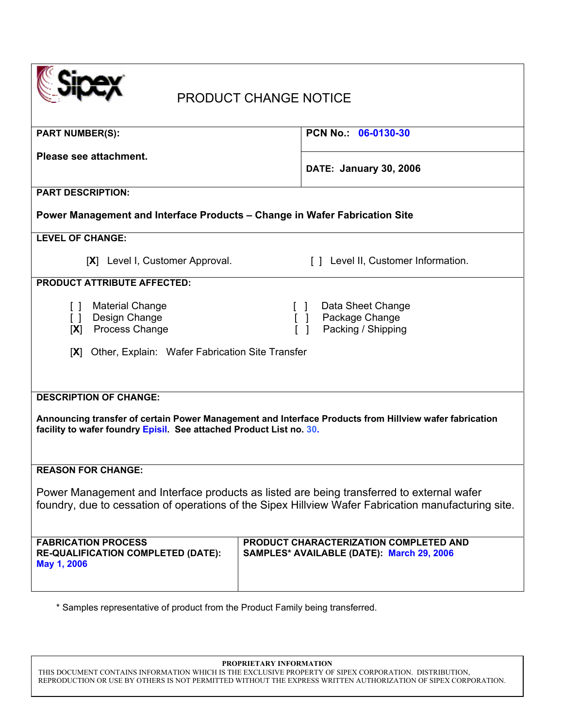# PRODUCT CHANGE NOTICE

| PART NUMBER(S): | PCN No.: 06-0130-30 |
|---|---|
| Please see attachment. | DATE: January 30, 2006 |

**PART DESCRIPTION:**

**Power Management and Interface Products – Change in Wafer Fabrication Site**

**LEVEL OF CHANGE:**

[X] Level I, Customer Approval.    [ ] Level II, Customer Information.

**PRODUCT ATTRIBUTE AFFECTED:**

[ ] Material Change    [ ] Data Sheet Change
[ ] Design Change    [ ] Package Change
[X] Process Change    [ ] Packing / Shipping

[X] Other, Explain: Wafer Fabrication Site Transfer

**DESCRIPTION OF CHANGE:**

**Announcing transfer of certain Power Management and Interface Products from Hillview wafer fabrication facility to wafer foundry Episil. See attached Product List no. 30.**

**REASON FOR CHANGE:**

Power Management and Interface products as listed are being transferred to external wafer foundry, due to cessation of operations of the Sipex Hillview Wafer Fabrication manufacturing site.

| FABRICATION PROCESS RE-QUALIFICATION COMPLETED (DATE): May 1, 2006 | PRODUCT CHARACTERIZATION COMPLETED AND SAMPLES* AVAILABLE (DATE): March 29, 2006 |
|---|---|

\* Samples representative of product from the Product Family being transferred.

**PROPRIETARY INFORMATION**
THIS DOCUMENT CONTAINS INFORMATION WHICH IS THE EXCLUSIVE PROPERTY OF SIPEX CORPORATION. DISTRIBUTION, REPRODUCTION OR USE BY OTHERS IS NOT PERMITTED WITHOUT THE EXPRESS WRITTEN AUTHORIZATION OF SIPEX CORPORATION.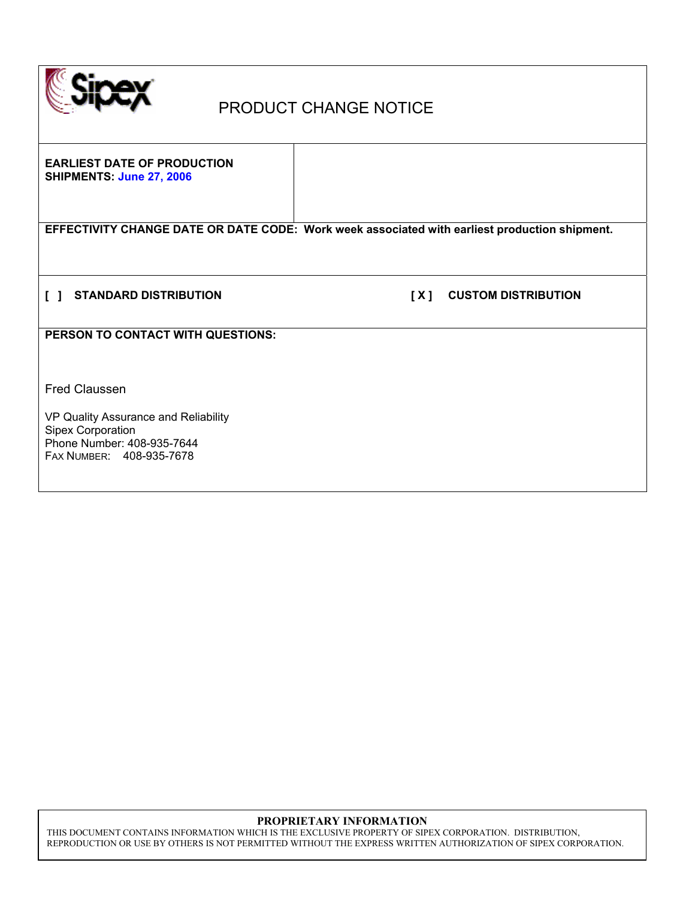# PRODUCT CHANGE NOTICE

**EARLIEST DATE OF PRODUCTION SHIPMENTS: June 27, 2006**

**EFFECTIVITY CHANGE DATE OR DATE CODE: Work week associated with earliest production shipment.**

**[ ] STANDARD DISTRIBUTION**

**[ X ] CUSTOM DISTRIBUTION**

**PERSON TO CONTACT WITH QUESTIONS:**

Fred Claussen

VP Quality Assurance and Reliability
Sipex Corporation
Phone Number: 408-935-7644
FAX NUMBER: 408-935-7678

**PROPRIETARY INFORMATION**

THIS DOCUMENT CONTAINS INFORMATION WHICH IS THE EXCLUSIVE PROPERTY OF SIPEX CORPORATION. DISTRIBUTION, REPRODUCTION OR USE BY OTHERS IS NOT PERMITTED WITHOUT THE EXPRESS WRITTEN AUTHORIZATION OF SIPEX CORPORATION.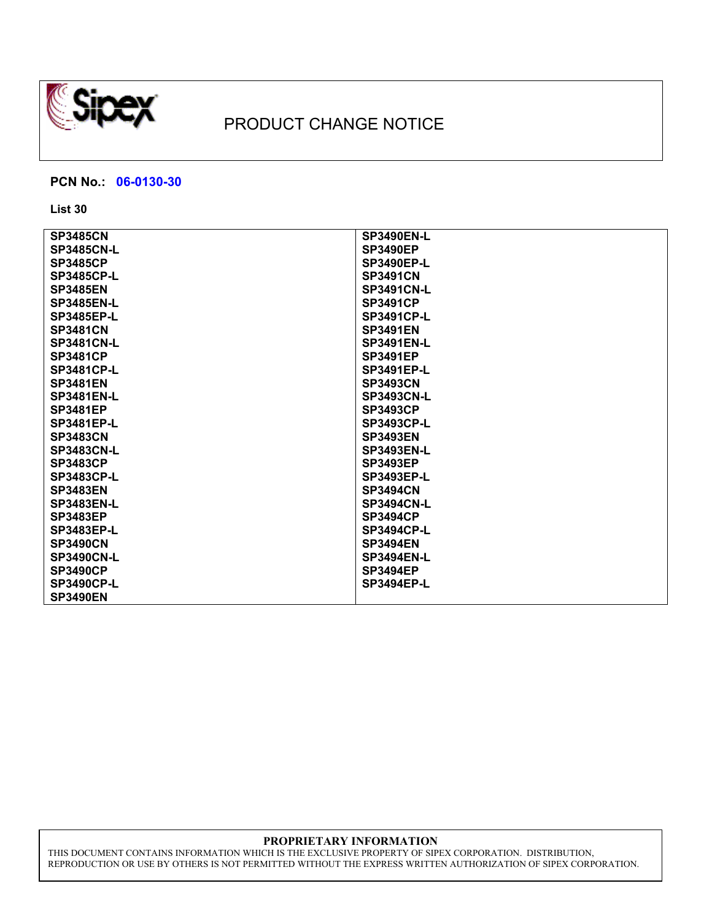# PRODUCT CHANGE NOTICE

**PCN No.: 06-0130-30**

**List 30**

| | |
|---|---|
| **SP3485CN** | **SP3490EN-L** |
| **SP3485CN-L** | **SP3490EP** |
| **SP3485CP** | **SP3490EP-L** |
| **SP3485CP-L** | **SP3491CN** |
| **SP3485EN** | **SP3491CN-L** |
| **SP3485EN-L** | **SP3491CP** |
| **SP3485EP-L** | **SP3491CP-L** |
| **SP3481CN** | **SP3491EN** |
| **SP3481CN-L** | **SP3491EN-L** |
| **SP3481CP** | **SP3491EP** |
| **SP3481CP-L** | **SP3491EP-L** |
| **SP3481EN** | **SP3493CN** |
| **SP3481EN-L** | **SP3493CN-L** |
| **SP3481EP** | **SP3493CP** |
| **SP3481EP-L** | **SP3493CP-L** |
| **SP3483CN** | **SP3493EN** |
| **SP3483CN-L** | **SP3493EN-L** |
| **SP3483CP** | **SP3493EP** |
| **SP3483CP-L** | **SP3493EP-L** |
| **SP3483EN** | **SP3494CN** |
| **SP3483EN-L** | **SP3494CN-L** |
| **SP3483EP** | **SP3494CP** |
| **SP3483EP-L** | **SP3494CP-L** |
| **SP3490CN** | **SP3494EN** |
| **SP3490CN-L** | **SP3494EN-L** |
| **SP3490CP** | **SP3494EP** |
| **SP3490CP-L** | **SP3494EP-L** |
| **SP3490EN** | |

**PROPRIETARY INFORMATION**

THIS DOCUMENT CONTAINS INFORMATION WHICH IS THE EXCLUSIVE PROPERTY OF SIPEX CORPORATION. DISTRIBUTION, REPRODUCTION OR USE BY OTHERS IS NOT PERMITTED WITHOUT THE EXPRESS WRITTEN AUTHORIZATION OF SIPEX CORPORATION.